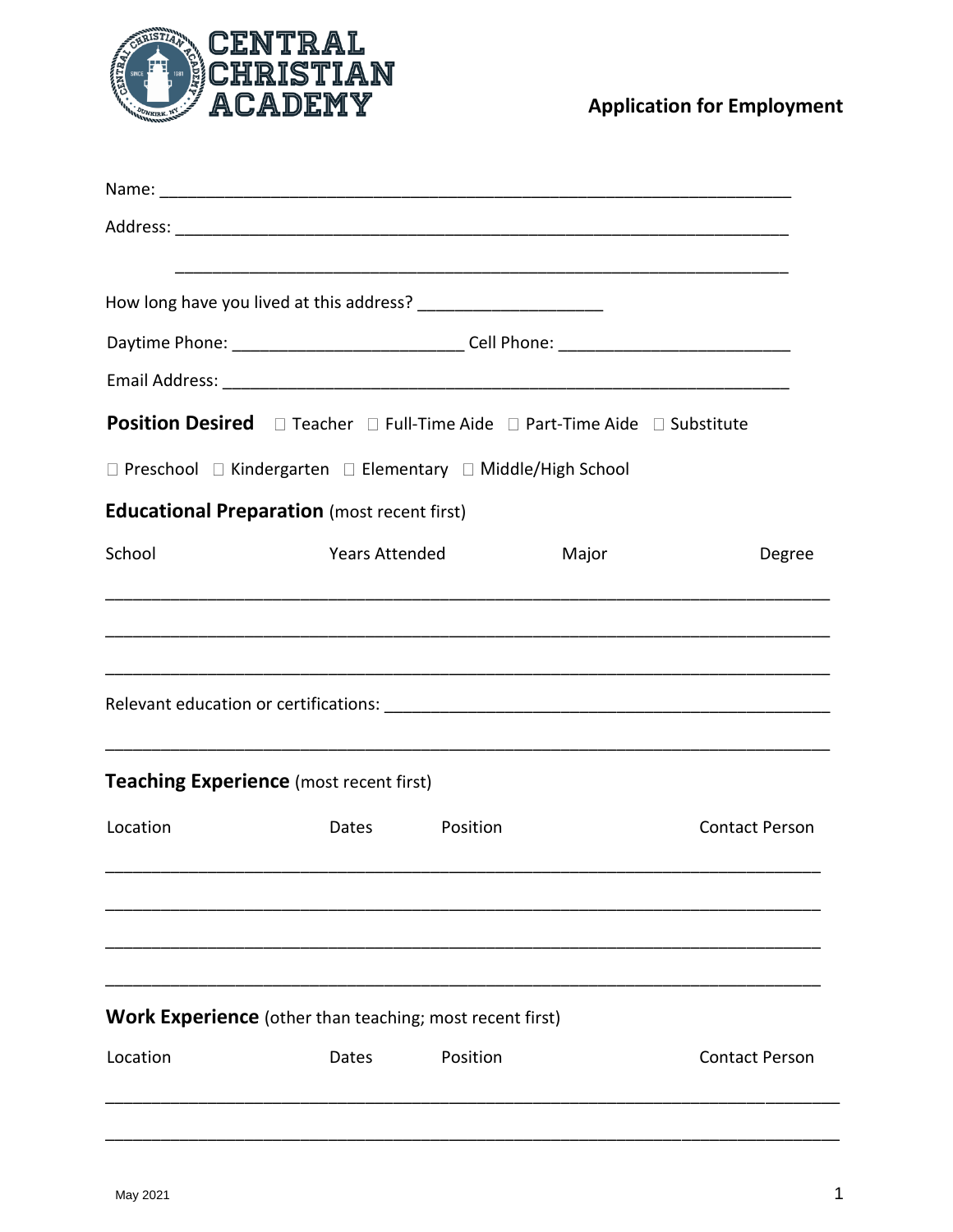# CENTRAL CHRISTIAN ACADEMY

## Application for Employment

Name: ______________________________________________________________________

Address: ____________________________________________________________________

____________________________________________________________________

How long have you lived at this address? ____________________

Daytime Phone: _________________________ Cell Phone: _________________________

Email Address: _______________________________________________________________

**Position Desired** ☐ Teacher ☐ Full-Time Aide ☐ Part-Time Aide ☐ Substitute

☐ Preschool ☐ Kindergarten ☐ Elementary ☐ Middle/High School

**Educational Preparation** (most recent first)

| School | Years Attended | Major | Degree |
|---|---|---|---|
| | | | |
| | | | |
| | | | |

Relevant education or certifications: _____________________________________________

_______________________________________________________________________________

**Teaching Experience** (most recent first)

| Location | Dates | Position | Contact Person |
|---|---|---|---|
| | | | |
| | | | |
| | | | |
| | | | |

**Work Experience** (other than teaching; most recent first)

| Location | Dates | Position | Contact Person |
|---|---|---|---|
| | | | |
| | | | |

May 2021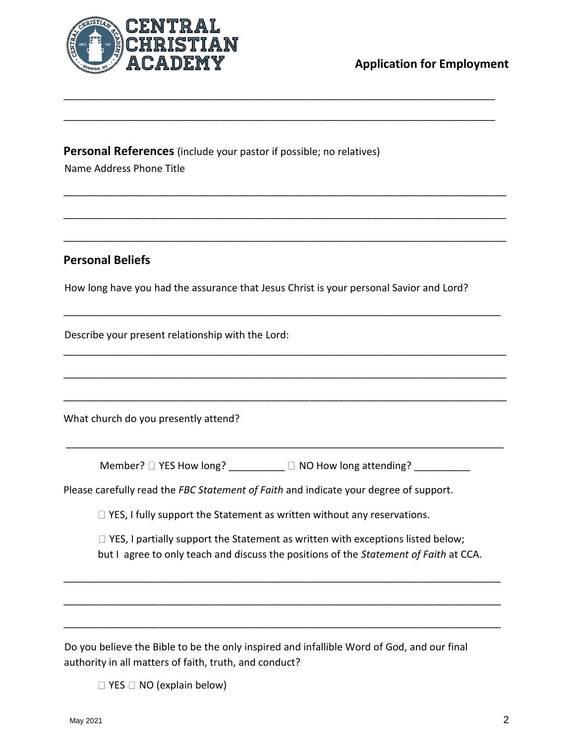**Application for Employment**

\_\_\_\_\_\_\_\_\_\_\_\_\_\_\_\_\_\_\_\_\_\_\_\_\_\_\_\_\_\_\_\_\_\_\_\_\_\_\_\_\_\_\_\_\_\_\_\_\_\_\_\_\_\_\_\_\_\_\_\_\_\_\_\_\_\_\_\_\_\_\_\_\_\_\_\_

\_\_\_\_\_\_\_\_\_\_\_\_\_\_\_\_\_\_\_\_\_\_\_\_\_\_\_\_\_\_\_\_\_\_\_\_\_\_\_\_\_\_\_\_\_\_\_\_\_\_\_\_\_\_\_\_\_\_\_\_\_\_\_\_\_\_\_\_\_\_\_\_\_\_\_\_

## Personal References (include your pastor if possible; no relatives)

Name Address Phone Title

\_\_\_\_\_\_\_\_\_\_\_\_\_\_\_\_\_\_\_\_\_\_\_\_\_\_\_\_\_\_\_\_\_\_\_\_\_\_\_\_\_\_\_\_\_\_\_\_\_\_\_\_\_\_\_\_\_\_\_\_\_\_\_\_\_\_\_\_\_\_\_\_\_\_\_\_

\_\_\_\_\_\_\_\_\_\_\_\_\_\_\_\_\_\_\_\_\_\_\_\_\_\_\_\_\_\_\_\_\_\_\_\_\_\_\_\_\_\_\_\_\_\_\_\_\_\_\_\_\_\_\_\_\_\_\_\_\_\_\_\_\_\_\_\_\_\_\_\_\_\_\_\_

\_\_\_\_\_\_\_\_\_\_\_\_\_\_\_\_\_\_\_\_\_\_\_\_\_\_\_\_\_\_\_\_\_\_\_\_\_\_\_\_\_\_\_\_\_\_\_\_\_\_\_\_\_\_\_\_\_\_\_\_\_\_\_\_\_\_\_\_\_\_\_\_\_\_\_\_

## Personal Beliefs

How long have you had the assurance that Jesus Christ is your personal Savior and Lord?

\_\_\_\_\_\_\_\_\_\_\_\_\_\_\_\_\_\_\_\_\_\_\_\_\_\_\_\_\_\_\_\_\_\_\_\_\_\_\_\_\_\_\_\_\_\_\_\_\_\_\_\_\_\_\_\_\_\_\_\_\_\_\_\_\_\_\_\_\_\_\_\_\_\_\_\_

Describe your present relationship with the Lord:

\_\_\_\_\_\_\_\_\_\_\_\_\_\_\_\_\_\_\_\_\_\_\_\_\_\_\_\_\_\_\_\_\_\_\_\_\_\_\_\_\_\_\_\_\_\_\_\_\_\_\_\_\_\_\_\_\_\_\_\_\_\_\_\_\_\_\_\_\_\_\_\_\_\_\_\_

\_\_\_\_\_\_\_\_\_\_\_\_\_\_\_\_\_\_\_\_\_\_\_\_\_\_\_\_\_\_\_\_\_\_\_\_\_\_\_\_\_\_\_\_\_\_\_\_\_\_\_\_\_\_\_\_\_\_\_\_\_\_\_\_\_\_\_\_\_\_\_\_\_\_\_\_

\_\_\_\_\_\_\_\_\_\_\_\_\_\_\_\_\_\_\_\_\_\_\_\_\_\_\_\_\_\_\_\_\_\_\_\_\_\_\_\_\_\_\_\_\_\_\_\_\_\_\_\_\_\_\_\_\_\_\_\_\_\_\_\_\_\_\_\_\_\_\_\_\_\_\_\_

What church do you presently attend?

\_\_\_\_\_\_\_\_\_\_\_\_\_\_\_\_\_\_\_\_\_\_\_\_\_\_\_\_\_\_\_\_\_\_\_\_\_\_\_\_\_\_\_\_\_\_\_\_\_\_\_\_\_\_\_\_\_\_\_\_\_\_\_\_\_\_\_\_\_\_\_\_\_\_\_\_

Member? ☐ YES How long? \_\_\_\_\_\_\_\_\_\_ ☐ NO How long attending? \_\_\_\_\_\_\_\_\_\_

Please carefully read the *FBC Statement of Faith* and indicate your degree of support.

☐ YES, I fully support the Statement as written without any reservations.

☐ YES, I partially support the Statement as written with exceptions listed below; but I agree to only teach and discuss the positions of the *Statement of Faith* at CCA.

\_\_\_\_\_\_\_\_\_\_\_\_\_\_\_\_\_\_\_\_\_\_\_\_\_\_\_\_\_\_\_\_\_\_\_\_\_\_\_\_\_\_\_\_\_\_\_\_\_\_\_\_\_\_\_\_\_\_\_\_\_\_\_\_\_\_\_\_\_\_\_\_\_\_\_\_

\_\_\_\_\_\_\_\_\_\_\_\_\_\_\_\_\_\_\_\_\_\_\_\_\_\_\_\_\_\_\_\_\_\_\_\_\_\_\_\_\_\_\_\_\_\_\_\_\_\_\_\_\_\_\_\_\_\_\_\_\_\_\_\_\_\_\_\_\_\_\_\_\_\_\_\_

\_\_\_\_\_\_\_\_\_\_\_\_\_\_\_\_\_\_\_\_\_\_\_\_\_\_\_\_\_\_\_\_\_\_\_\_\_\_\_\_\_\_\_\_\_\_\_\_\_\_\_\_\_\_\_\_\_\_\_\_\_\_\_\_\_\_\_\_\_\_\_\_\_\_\_\_

Do you believe the Bible to be the only inspired and infallible Word of God, and our final authority in all matters of faith, truth, and conduct?

☐ YES ☐ NO (explain below)

May 2021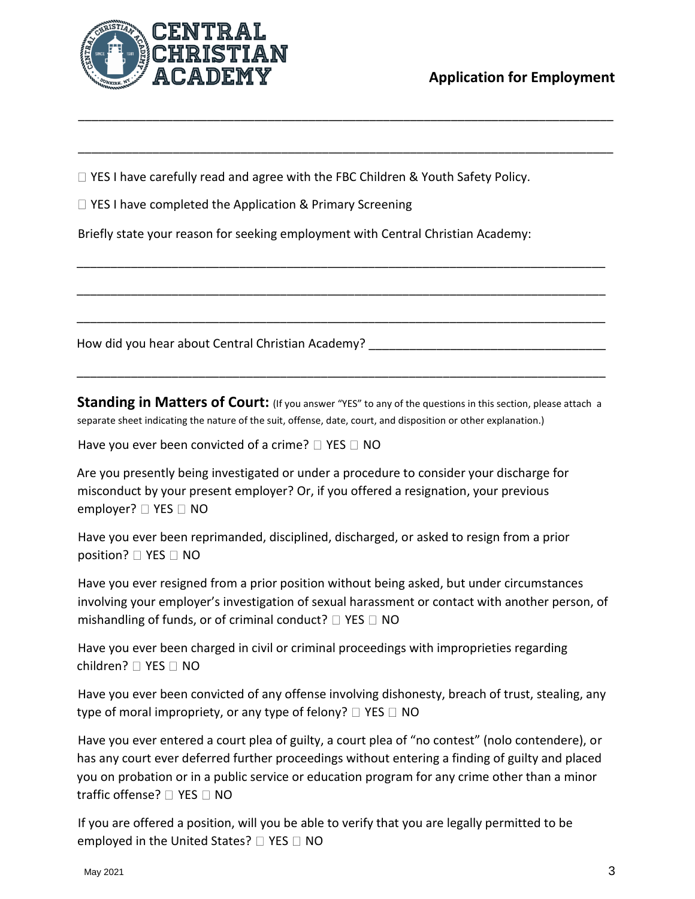Central Christian Academy

**Application for Employment**

\_\_\_\_\_\_\_\_\_\_\_\_\_\_\_\_\_\_\_\_\_\_\_\_\_\_\_\_\_\_\_\_\_\_\_\_\_\_\_\_\_\_\_\_\_\_\_\_\_\_\_\_\_\_\_\_\_\_\_\_\_\_\_\_\_\_\_\_\_\_\_\_

\_\_\_\_\_\_\_\_\_\_\_\_\_\_\_\_\_\_\_\_\_\_\_\_\_\_\_\_\_\_\_\_\_\_\_\_\_\_\_\_\_\_\_\_\_\_\_\_\_\_\_\_\_\_\_\_\_\_\_\_\_\_\_\_\_\_\_\_\_\_\_\_

☐ YES I have carefully read and agree with the FBC Children & Youth Safety Policy.

☐ YES I have completed the Application & Primary Screening

Briefly state your reason for seeking employment with Central Christian Academy:

\_\_\_\_\_\_\_\_\_\_\_\_\_\_\_\_\_\_\_\_\_\_\_\_\_\_\_\_\_\_\_\_\_\_\_\_\_\_\_\_\_\_\_\_\_\_\_\_\_\_\_\_\_\_\_\_\_\_\_\_\_\_\_\_\_\_\_\_\_\_\_\_

\_\_\_\_\_\_\_\_\_\_\_\_\_\_\_\_\_\_\_\_\_\_\_\_\_\_\_\_\_\_\_\_\_\_\_\_\_\_\_\_\_\_\_\_\_\_\_\_\_\_\_\_\_\_\_\_\_\_\_\_\_\_\_\_\_\_\_\_\_\_\_\_

\_\_\_\_\_\_\_\_\_\_\_\_\_\_\_\_\_\_\_\_\_\_\_\_\_\_\_\_\_\_\_\_\_\_\_\_\_\_\_\_\_\_\_\_\_\_\_\_\_\_\_\_\_\_\_\_\_\_\_\_\_\_\_\_\_\_\_\_\_\_\_\_

How did you hear about Central Christian Academy? \_\_\_\_\_\_\_\_\_\_\_\_\_\_\_\_\_\_\_\_\_\_\_\_\_\_\_\_\_\_\_\_\_\_

\_\_\_\_\_\_\_\_\_\_\_\_\_\_\_\_\_\_\_\_\_\_\_\_\_\_\_\_\_\_\_\_\_\_\_\_\_\_\_\_\_\_\_\_\_\_\_\_\_\_\_\_\_\_\_\_\_\_\_\_\_\_\_\_\_\_\_\_\_\_\_\_

**Standing in Matters of Court:** (If you answer "YES" to any of the questions in this section, please attach a separate sheet indicating the nature of the suit, offense, date, court, and disposition or other explanation.)

Have you ever been convicted of a crime? ☐ YES ☐ NO

Are you presently being investigated or under a procedure to consider your discharge for misconduct by your present employer? Or, if you offered a resignation, your previous employer? ☐ YES ☐ NO

Have you ever been reprimanded, disciplined, discharged, or asked to resign from a prior position? ☐ YES ☐ NO

Have you ever resigned from a prior position without being asked, but under circumstances involving your employer's investigation of sexual harassment or contact with another person, of mishandling of funds, or of criminal conduct? ☐ YES ☐ NO

Have you ever been charged in civil or criminal proceedings with improprieties regarding children? ☐ YES ☐ NO

Have you ever been convicted of any offense involving dishonesty, breach of trust, stealing, any type of moral impropriety, or any type of felony? ☐ YES ☐ NO

Have you ever entered a court plea of guilty, a court plea of "no contest" (nolo contendere), or has any court ever deferred further proceedings without entering a finding of guilty and placed you on probation or in a public service or education program for any crime other than a minor traffic offense? ☐ YES ☐ NO

If you are offered a position, will you be able to verify that you are legally permitted to be employed in the United States? ☐ YES ☐ NO

May 2021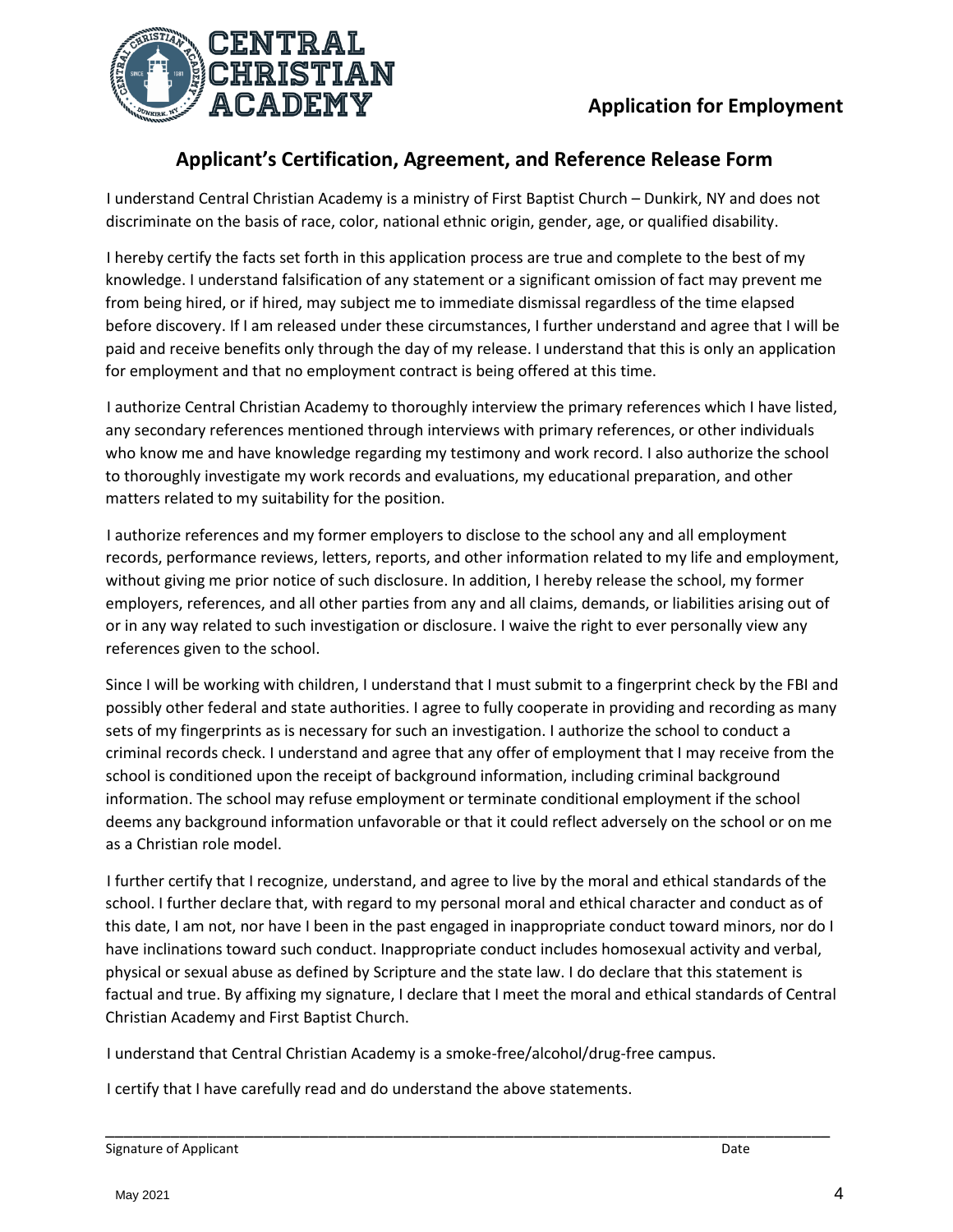# Central Christian Academy

## Application for Employment

### Applicant's Certification, Agreement, and Reference Release Form

I understand Central Christian Academy is a ministry of First Baptist Church – Dunkirk, NY and does not discriminate on the basis of race, color, national ethnic origin, gender, age, or qualified disability.

I hereby certify the facts set forth in this application process are true and complete to the best of my knowledge. I understand falsification of any statement or a significant omission of fact may prevent me from being hired, or if hired, may subject me to immediate dismissal regardless of the time elapsed before discovery. If I am released under these circumstances, I further understand and agree that I will be paid and receive benefits only through the day of my release. I understand that this is only an application for employment and that no employment contract is being offered at this time.

I authorize Central Christian Academy to thoroughly interview the primary references which I have listed, any secondary references mentioned through interviews with primary references, or other individuals who know me and have knowledge regarding my testimony and work record. I also authorize the school to thoroughly investigate my work records and evaluations, my educational preparation, and other matters related to my suitability for the position.

I authorize references and my former employers to disclose to the school any and all employment records, performance reviews, letters, reports, and other information related to my life and employment, without giving me prior notice of such disclosure. In addition, I hereby release the school, my former employers, references, and all other parties from any and all claims, demands, or liabilities arising out of or in any way related to such investigation or disclosure. I waive the right to ever personally view any references given to the school.

Since I will be working with children, I understand that I must submit to a fingerprint check by the FBI and possibly other federal and state authorities. I agree to fully cooperate in providing and recording as many sets of my fingerprints as is necessary for such an investigation. I authorize the school to conduct a criminal records check. I understand and agree that any offer of employment that I may receive from the school is conditioned upon the receipt of background information, including criminal background information. The school may refuse employment or terminate conditional employment if the school deems any background information unfavorable or that it could reflect adversely on the school or on me as a Christian role model.

I further certify that I recognize, understand, and agree to live by the moral and ethical standards of the school. I further declare that, with regard to my personal moral and ethical character and conduct as of this date, I am not, nor have I been in the past engaged in inappropriate conduct toward minors, nor do I have inclinations toward such conduct. Inappropriate conduct includes homosexual activity and verbal, physical or sexual abuse as defined by Scripture and the state law. I do declare that this statement is factual and true. By affixing my signature, I declare that I meet the moral and ethical standards of Central Christian Academy and First Baptist Church.

I understand that Central Christian Academy is a smoke-free/alcohol/drug-free campus.

I certify that I have carefully read and do understand the above statements.

\_\_\_\_\_\_\_\_\_\_\_\_\_\_\_\_\_\_\_\_\_\_\_\_\_\_\_\_\_\_\_\_\_\_\_\_\_\_\_\_\_\_\_\_\_\_\_\_\_\_\_\_\_\_\_\_\_\_\_\_\_\_\_\_\_\_\_\_\_\_\_\_\_\_\_\_

Signature of Applicant Date

May 2021